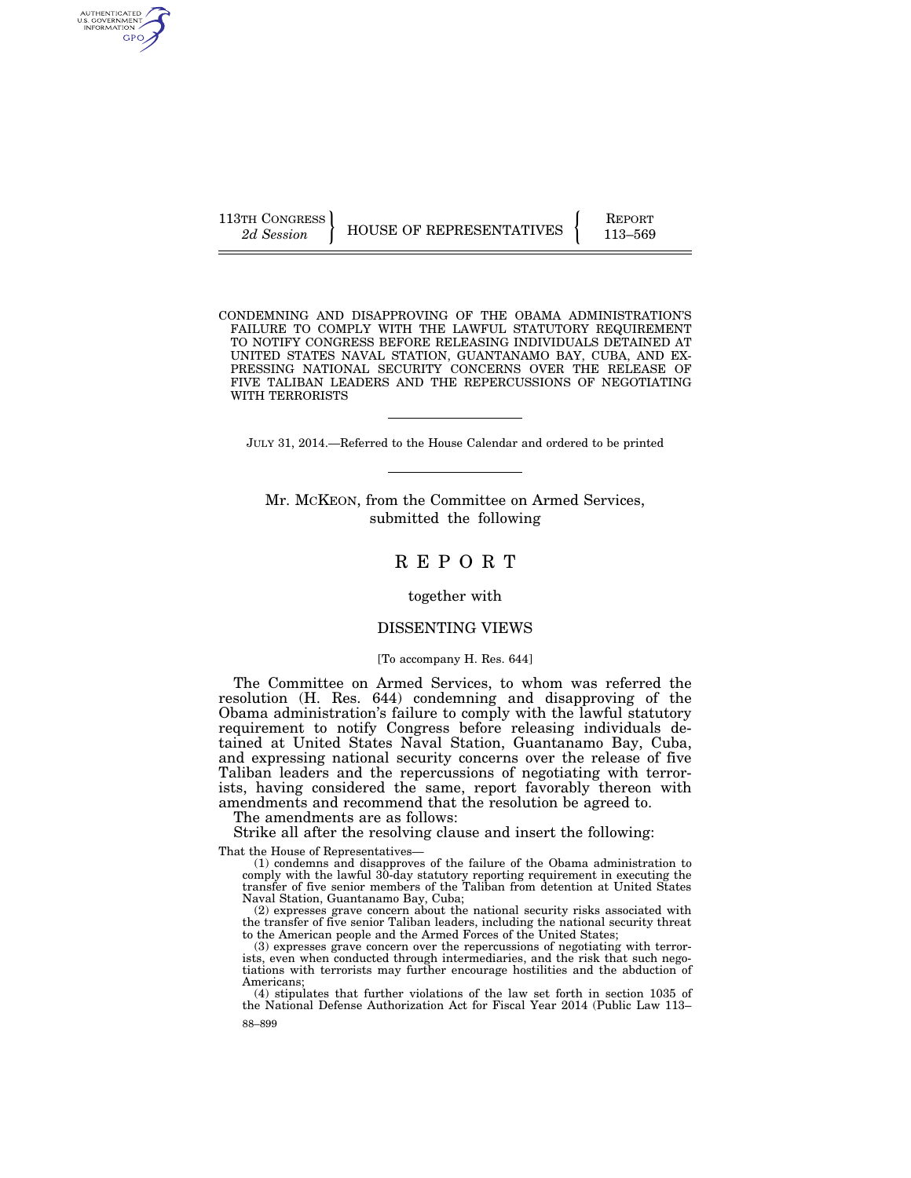113TH CONGRESS
*2d Session*

HOUSE OF REPRESENTATIVES

REPORT
113–569

CONDEMNING AND DISAPPROVING OF THE OBAMA ADMINISTRATION'S FAILURE TO COMPLY WITH THE LAWFUL STATUTORY REQUIREMENT TO NOTIFY CONGRESS BEFORE RELEASING INDIVIDUALS DETAINED AT UNITED STATES NAVAL STATION, GUANTANAMO BAY, CUBA, AND EXPRESSING NATIONAL SECURITY CONCERNS OVER THE RELEASE OF FIVE TALIBAN LEADERS AND THE REPERCUSSIONS OF NEGOTIATING WITH TERRORISTS

---

JULY 31, 2014.—Referred to the House Calendar and ordered to be printed

---

Mr. MCKEON, from the Committee on Armed Services, submitted the following

# REPORT

together with

## DISSENTING VIEWS

[To accompany H. Res. 644]

The Committee on Armed Services, to whom was referred the resolution (H. Res. 644) condemning and disapproving of the Obama administration's failure to comply with the lawful statutory requirement to notify Congress before releasing individuals detained at United States Naval Station, Guantanamo Bay, Cuba, and expressing national security concerns over the release of five Taliban leaders and the repercussions of negotiating with terrorists, having considered the same, report favorably thereon with amendments and recommend that the resolution be agreed to.

The amendments are as follows:

Strike all after the resolving clause and insert the following:

That the House of Representatives—

(1) condemns and disapproves of the failure of the Obama administration to comply with the lawful 30-day statutory reporting requirement in executing the transfer of five senior members of the Taliban from detention at United States Naval Station, Guantanamo Bay, Cuba;

(2) expresses grave concern about the national security risks associated with the transfer of five senior Taliban leaders, including the national security threat to the American people and the Armed Forces of the United States;

(3) expresses grave concern over the repercussions of negotiating with terrorists, even when conducted through intermediaries, and the risk that such negotiations with terrorists may further encourage hostilities and the abduction of Americans;

(4) stipulates that further violations of the law set forth in section 1035 of the National Defense Authorization Act for Fiscal Year 2014 (Public Law 113–

88–899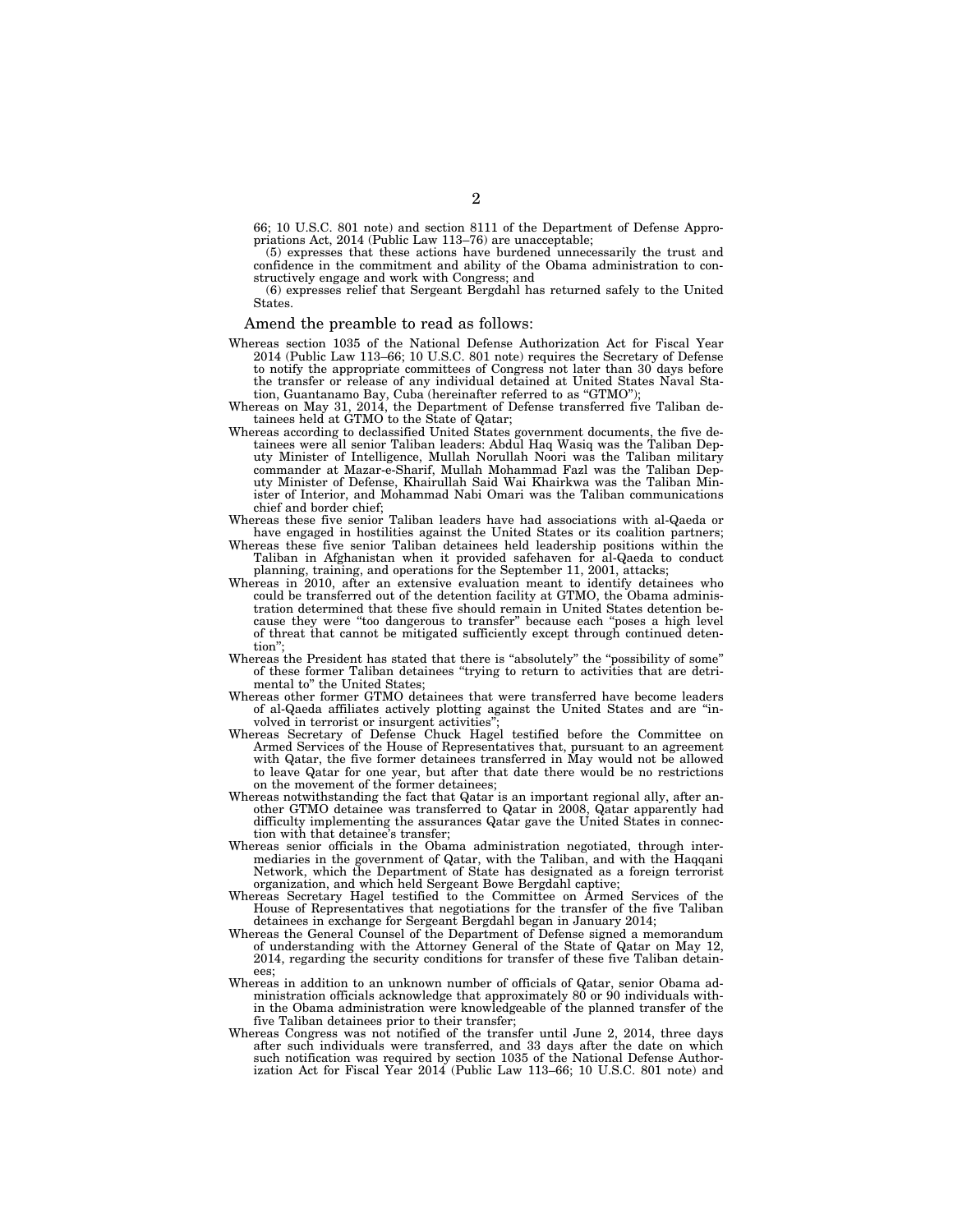66; 10 U.S.C. 801 note) and section 8111 of the Department of Defense Appropriations Act, 2014 (Public Law 113–76) are unacceptable;

(5) expresses that these actions have burdened unnecessarily the trust and confidence in the commitment and ability of the Obama administration to constructively engage and work with Congress; and

(6) expresses relief that Sergeant Bergdahl has returned safely to the United States.

Amend the preamble to read as follows:

Whereas section 1035 of the National Defense Authorization Act for Fiscal Year 2014 (Public Law 113–66; 10 U.S.C. 801 note) requires the Secretary of Defense to notify the appropriate committees of Congress not later than 30 days before the transfer or release of any individual detained at United States Naval Station, Guantanamo Bay, Cuba (hereinafter referred to as "GTMO");

Whereas on May 31, 2014, the Department of Defense transferred five Taliban detainees held at GTMO to the State of Qatar;

Whereas according to declassified United States government documents, the five detainees were all senior Taliban leaders: Abdul Haq Wasiq was the Taliban Deputy Minister of Intelligence, Mullah Norullah Noori was the Taliban military commander at Mazar-e-Sharif, Mullah Mohammad Fazl was the Taliban Deputy Minister of Defense, Khairullah Said Wai Khairkwa was the Taliban Minister of Interior, and Mohammad Nabi Omari was the Taliban communications chief and border chief;

Whereas these five senior Taliban leaders have had associations with al-Qaeda or have engaged in hostilities against the United States or its coalition partners;

Whereas these five senior Taliban detainees held leadership positions within the Taliban in Afghanistan when it provided safehaven for al-Qaeda to conduct planning, training, and operations for the September 11, 2001, attacks;

Whereas in 2010, after an extensive evaluation meant to identify detainees who could be transferred out of the detention facility at GTMO, the Obama administration determined that these five should remain in United States detention because they were "too dangerous to transfer" because each "poses a high level of threat that cannot be mitigated sufficiently except through continued detention";

Whereas the President has stated that there is "absolutely" the "possibility of some" of these former Taliban detainees "trying to return to activities that are detrimental to" the United States;

Whereas other former GTMO detainees that were transferred have become leaders of al-Qaeda affiliates actively plotting against the United States and are "involved in terrorist or insurgent activities";

Whereas Secretary of Defense Chuck Hagel testified before the Committee on Armed Services of the House of Representatives that, pursuant to an agreement with Qatar, the five former detainees transferred in May would not be allowed to leave Qatar for one year, but after that date there would be no restrictions on the movement of the former detainees;

Whereas notwithstanding the fact that Qatar is an important regional ally, after another GTMO detainee was transferred to Qatar in 2008, Qatar apparently had difficulty implementing the assurances Qatar gave the United States in connection with that detainee's transfer;

Whereas senior officials in the Obama administration negotiated, through intermediaries in the government of Qatar, with the Taliban, and with the Haqqani Network, which the Department of State has designated as a foreign terrorist organization, and which held Sergeant Bowe Bergdahl captive;

Whereas Secretary Hagel testified to the Committee on Armed Services of the House of Representatives that negotiations for the transfer of the five Taliban detainees in exchange for Sergeant Bergdahl began in January 2014;

Whereas the General Counsel of the Department of Defense signed a memorandum of understanding with the Attorney General of the State of Qatar on May 12, 2014, regarding the security conditions for transfer of these five Taliban detainees;

Whereas in addition to an unknown number of officials of Qatar, senior Obama administration officials acknowledge that approximately 80 or 90 individuals within the Obama administration were knowledgeable of the planned transfer of the five Taliban detainees prior to their transfer;

Whereas Congress was not notified of the transfer until June 2, 2014, three days after such individuals were transferred, and 33 days after the date on which such notification was required by section 1035 of the National Defense Authorization Act for Fiscal Year 2014 (Public Law 113–66; 10 U.S.C. 801 note) and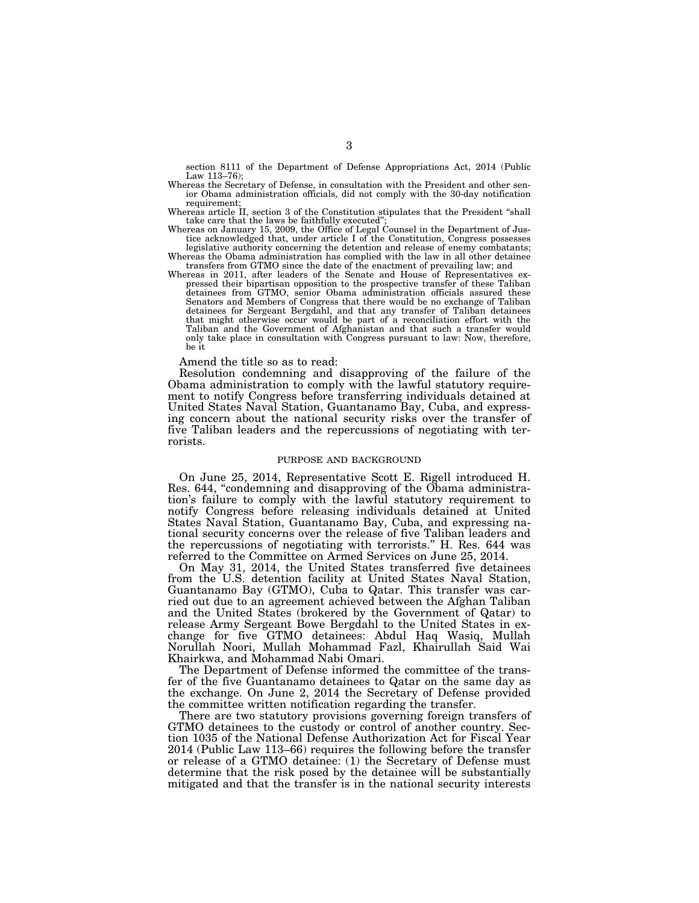section 8111 of the Department of Defense Appropriations Act, 2014 (Public Law 113–76);

Whereas the Secretary of Defense, in consultation with the President and other senior Obama administration officials, did not comply with the 30-day notification requirement;

Whereas article II, section 3 of the Constitution stipulates that the President "shall take care that the laws be faithfully executed";

Whereas on January 15, 2009, the Office of Legal Counsel in the Department of Justice acknowledged that, under article I of the Constitution, Congress possesses legislative authority concerning the detention and release of enemy combatants;

Whereas the Obama administration has complied with the law in all other detainee transfers from GTMO since the date of the enactment of prevailing law; and

Whereas in 2011, after leaders of the Senate and House of Representatives expressed their bipartisan opposition to the prospective transfer of these Taliban detainees from GTMO, senior Obama administration officials assured these Senators and Members of Congress that there would be no exchange of Taliban detainees for Sergeant Bergdahl, and that any transfer of Taliban detainees that might otherwise occur would be part of a reconciliation effort with the Taliban and the Government of Afghanistan and that such a transfer would only take place in consultation with Congress pursuant to law: Now, therefore, be it

Amend the title so as to read:

Resolution condemning and disapproving of the failure of the Obama administration to comply with the lawful statutory requirement to notify Congress before transferring individuals detained at United States Naval Station, Guantanamo Bay, Cuba, and expressing concern about the national security risks over the transfer of five Taliban leaders and the repercussions of negotiating with terrorists.

## PURPOSE AND BACKGROUND

On June 25, 2014, Representative Scott E. Rigell introduced H. Res. 644, "condemning and disapproving of the Obama administration's failure to comply with the lawful statutory requirement to notify Congress before releasing individuals detained at United States Naval Station, Guantanamo Bay, Cuba, and expressing national security concerns over the release of five Taliban leaders and the repercussions of negotiating with terrorists." H. Res. 644 was referred to the Committee on Armed Services on June 25, 2014.

On May 31, 2014, the United States transferred five detainees from the U.S. detention facility at United States Naval Station, Guantanamo Bay (GTMO), Cuba to Qatar. This transfer was carried out due to an agreement achieved between the Afghan Taliban and the United States (brokered by the Government of Qatar) to release Army Sergeant Bowe Bergdahl to the United States in exchange for five GTMO detainees: Abdul Haq Wasiq, Mullah Norullah Noori, Mullah Mohammad Fazl, Khairullah Said Wai Khairkwa, and Mohammad Nabi Omari.

The Department of Defense informed the committee of the transfer of the five Guantanamo detainees to Qatar on the same day as the exchange. On June 2, 2014 the Secretary of Defense provided the committee written notification regarding the transfer.

There are two statutory provisions governing foreign transfers of GTMO detainees to the custody or control of another country. Section 1035 of the National Defense Authorization Act for Fiscal Year 2014 (Public Law 113–66) requires the following before the transfer or release of a GTMO detainee: (1) the Secretary of Defense must determine that the risk posed by the detainee will be substantially mitigated and that the transfer is in the national security interests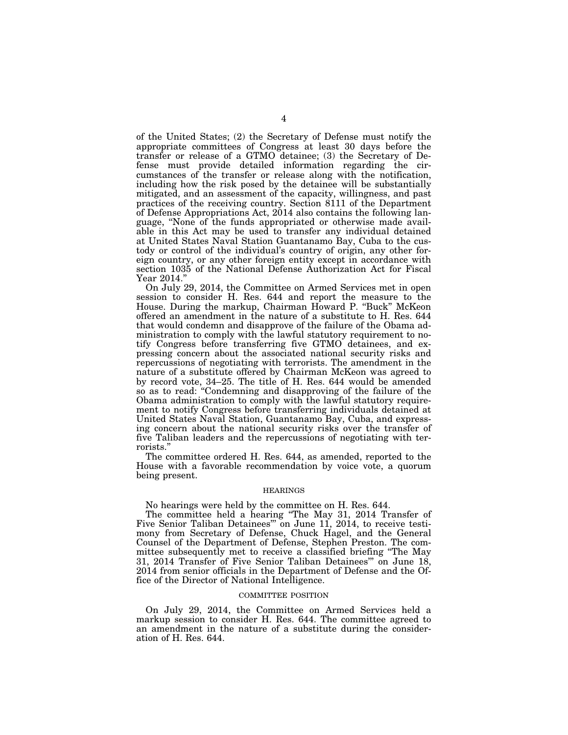of the United States; (2) the Secretary of Defense must notify the appropriate committees of Congress at least 30 days before the transfer or release of a GTMO detainee; (3) the Secretary of Defense must provide detailed information regarding the circumstances of the transfer or release along with the notification, including how the risk posed by the detainee will be substantially mitigated, and an assessment of the capacity, willingness, and past practices of the receiving country. Section 8111 of the Department of Defense Appropriations Act, 2014 also contains the following language, "None of the funds appropriated or otherwise made available in this Act may be used to transfer any individual detained at United States Naval Station Guantanamo Bay, Cuba to the custody or control of the individual's country of origin, any other foreign country, or any other foreign entity except in accordance with section 1035 of the National Defense Authorization Act for Fiscal Year 2014."

On July 29, 2014, the Committee on Armed Services met in open session to consider H. Res. 644 and report the measure to the House. During the markup, Chairman Howard P. "Buck" McKeon offered an amendment in the nature of a substitute to H. Res. 644 that would condemn and disapprove of the failure of the Obama administration to comply with the lawful statutory requirement to notify Congress before transferring five GTMO detainees, and expressing concern about the associated national security risks and repercussions of negotiating with terrorists. The amendment in the nature of a substitute offered by Chairman McKeon was agreed to by record vote, 34–25. The title of H. Res. 644 would be amended so as to read: "Condemning and disapproving of the failure of the Obama administration to comply with the lawful statutory requirement to notify Congress before transferring individuals detained at United States Naval Station, Guantanamo Bay, Cuba, and expressing concern about the national security risks over the transfer of five Taliban leaders and the repercussions of negotiating with terrorists."

The committee ordered H. Res. 644, as amended, reported to the House with a favorable recommendation by voice vote, a quorum being present.

## HEARINGS

No hearings were held by the committee on H. Res. 644.

The committee held a hearing "The May 31, 2014 Transfer of Five Senior Taliban Detainees'" on June 11, 2014, to receive testimony from Secretary of Defense, Chuck Hagel, and the General Counsel of the Department of Defense, Stephen Preston. The committee subsequently met to receive a classified briefing "The May 31, 2014 Transfer of Five Senior Taliban Detainees'" on June 18, 2014 from senior officials in the Department of Defense and the Office of the Director of National Intelligence.

## COMMITTEE POSITION

On July 29, 2014, the Committee on Armed Services held a markup session to consider H. Res. 644. The committee agreed to an amendment in the nature of a substitute during the consideration of H. Res. 644.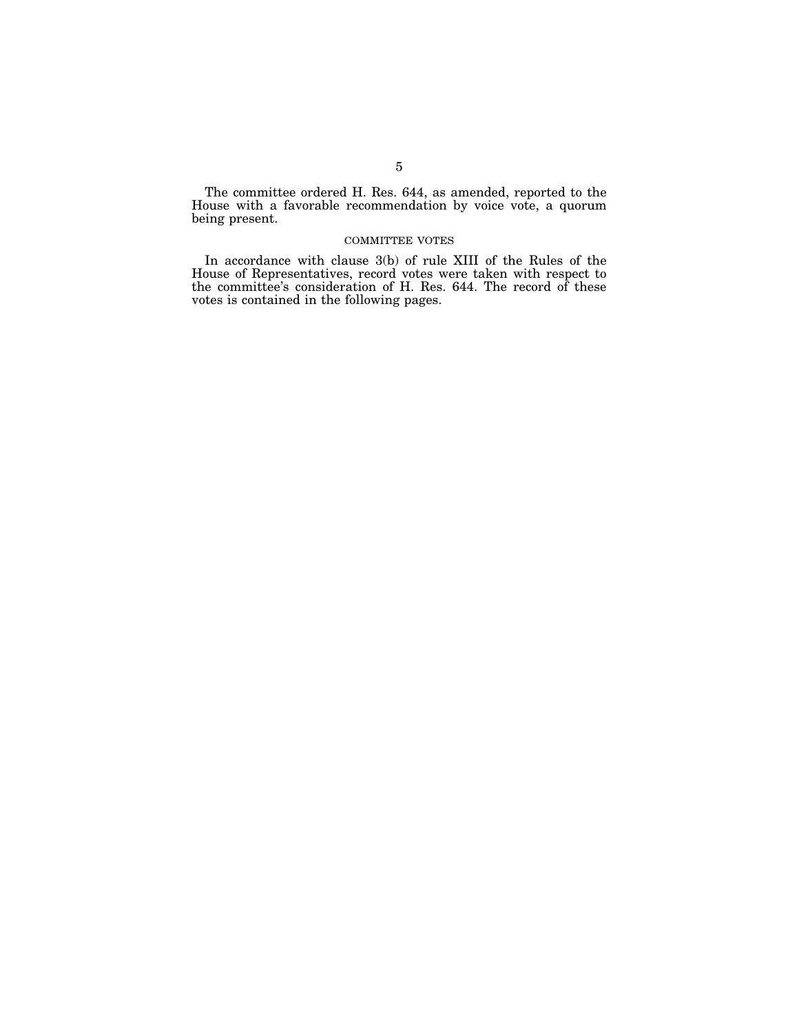The committee ordered H. Res. 644, as amended, reported to the House with a favorable recommendation by voice vote, a quorum being present.

## COMMITTEE VOTES

In accordance with clause 3(b) of rule XIII of the Rules of the House of Representatives, record votes were taken with respect to the committee's consideration of H. Res. 644. The record of these votes is contained in the following pages.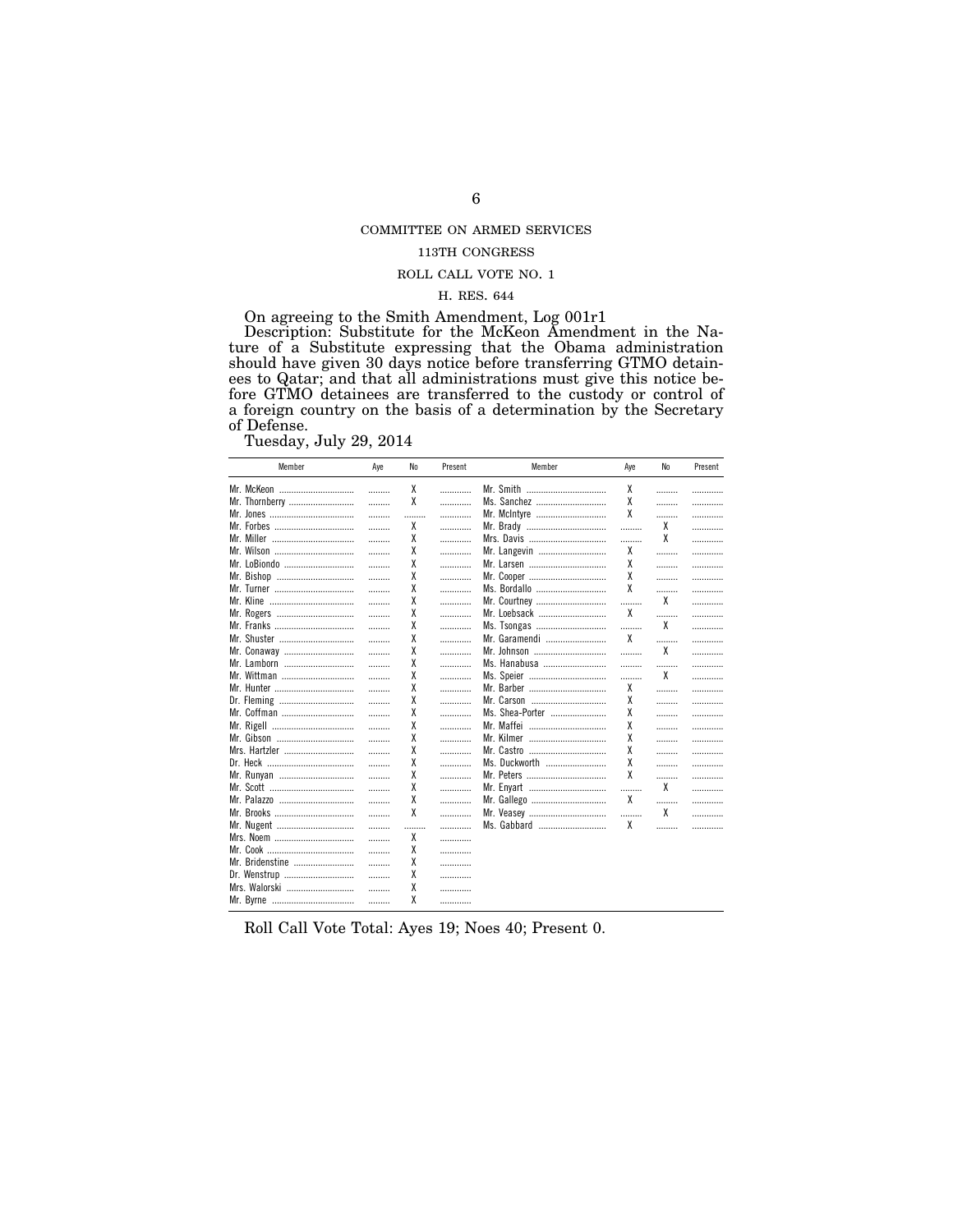COMMITTEE ON ARMED SERVICES

113TH CONGRESS

ROLL CALL VOTE NO. 1

H. RES. 644

On agreeing to the Smith Amendment, Log 001r1

Description: Substitute for the McKeon Amendment in the Nature of a Substitute expressing that the Obama administration should have given 30 days notice before transferring GTMO detainees to Qatar; and that all administrations must give this notice before GTMO detainees are transferred to the custody or control of a foreign country on the basis of a determination by the Secretary of Defense.

Tuesday, July 29, 2014

| Member | Aye | No | Present | Member | Aye | No | Present |
|---|---|---|---|---|---|---|---|
| Mr. McKeon | | X | | Mr. Smith | X | | |
| Mr. Thornberry | | X | | Ms. Sanchez | X | | |
| Mr. Jones | | | | Mr. McIntyre | X | | |
| Mr. Forbes | | X | | Mr. Brady | | X | |
| Mr. Miller | | X | | Mrs. Davis | | X | |
| Mr. Wilson | | X | | Mr. Langevin | X | | |
| Mr. LoBiondo | | X | | Mr. Larsen | X | | |
| Mr. Bishop | | X | | Mr. Cooper | X | | |
| Mr. Turner | | X | | Ms. Bordallo | X | | |
| Mr. Kline | | X | | Mr. Courtney | | X | |
| Mr. Rogers | | X | | Mr. Loebsack | X | | |
| Mr. Franks | | X | | Ms. Tsongas | | X | |
| Mr. Shuster | | X | | Mr. Garamendi | X | | |
| Mr. Conaway | | X | | Mr. Johnson | | X | |
| Mr. Lamborn | | X | | Ms. Hanabusa | | | |
| Mr. Wittman | | X | | Ms. Speier | | X | |
| Mr. Hunter | | X | | Mr. Barber | X | | |
| Dr. Fleming | | X | | Mr. Carson | X | | |
| Mr. Coffman | | X | | Ms. Shea-Porter | X | | |
| Mr. Rigell | | X | | Mr. Maffei | X | | |
| Mr. Gibson | | X | | Mr. Kilmer | X | | |
| Mrs. Hartzler | | X | | Mr. Castro | X | | |
| Dr. Heck | | X | | Ms. Duckworth | X | | |
| Mr. Runyan | | X | | Mr. Peters | X | | |
| Mr. Scott | | X | | Mr. Enyart | | X | |
| Mr. Palazzo | | X | | Mr. Gallego | X | | |
| Mr. Brooks | | X | | Mr. Veasey | | X | |
| Mr. Nugent | | | | Ms. Gabbard | X | | |
| Mrs. Noem | | X | | | | | |
| Mr. Cook | | X | | | | | |
| Mr. Bridenstine | | X | | | | | |
| Dr. Wenstrup | | X | | | | | |
| Mrs. Walorski | | X | | | | | |
| Mr. Byrne | | X | | | | | |

Roll Call Vote Total: Ayes 19; Noes 40; Present 0.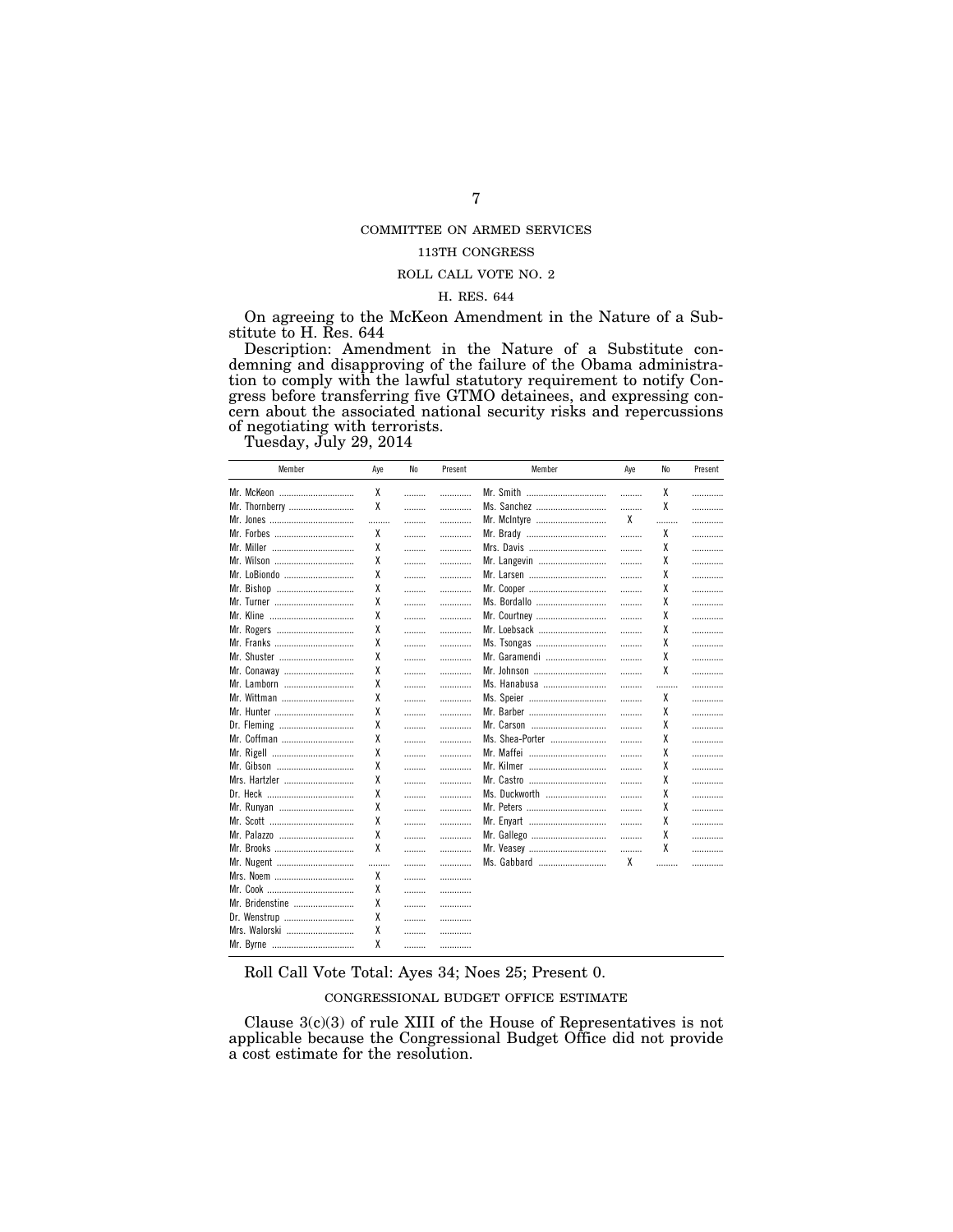COMMITTEE ON ARMED SERVICES

113TH CONGRESS

ROLL CALL VOTE NO. 2

H. RES. 644

On agreeing to the McKeon Amendment in the Nature of a Substitute to H. Res. 644

Description: Amendment in the Nature of a Substitute condemning and disapproving of the failure of the Obama administration to comply with the lawful statutory requirement to notify Congress before transferring five GTMO detainees, and expressing concern about the associated national security risks and repercussions of negotiating with terrorists.

Tuesday, July 29, 2014

| Member | Aye | No | Present | Member | Aye | No | Present |
|---|---|---|---|---|---|---|---|
| Mr. McKeon | X | | | Mr. Smith | | X | |
| Mr. Thornberry | X | | | Ms. Sanchez | | X | |
| Mr. Jones | | | | Mr. McIntyre | X | | |
| Mr. Forbes | X | | | Mr. Brady | | X | |
| Mr. Miller | X | | | Mrs. Davis | | X | |
| Mr. Wilson | X | | | Mr. Langevin | | X | |
| Mr. LoBiondo | X | | | Mr. Larsen | | X | |
| Mr. Bishop | X | | | Mr. Cooper | | X | |
| Mr. Turner | X | | | Ms. Bordallo | | X | |
| Mr. Kline | X | | | Mr. Courtney | | X | |
| Mr. Rogers | X | | | Mr. Loebsack | | X | |
| Mr. Franks | X | | | Ms. Tsongas | | X | |
| Mr. Shuster | X | | | Mr. Garamendi | | X | |
| Mr. Conaway | X | | | Mr. Johnson | | X | |
| Mr. Lamborn | X | | | Ms. Hanabusa | | | |
| Mr. Wittman | X | | | Ms. Speier | | X | |
| Mr. Hunter | X | | | Mr. Barber | | X | |
| Dr. Fleming | X | | | Mr. Carson | | X | |
| Mr. Coffman | X | | | Ms. Shea-Porter | | X | |
| Mr. Rigell | X | | | Mr. Maffei | | X | |
| Mr. Gibson | X | | | Mr. Kilmer | | X | |
| Mrs. Hartzler | X | | | Mr. Castro | | X | |
| Dr. Heck | X | | | Ms. Duckworth | | X | |
| Mr. Runyan | X | | | Mr. Peters | | X | |
| Mr. Scott | X | | | Mr. Enyart | | X | |
| Mr. Palazzo | X | | | Mr. Gallego | | X | |
| Mr. Brooks | X | | | Mr. Veasey | | X | |
| Mr. Nugent | | | | Ms. Gabbard | X | | |
| Mrs. Noem | X | | | | | | |
| Mr. Cook | X | | | | | | |
| Mr. Bridenstine | X | | | | | | |
| Dr. Wenstrup | X | | | | | | |
| Mrs. Walorski | X | | | | | | |
| Mr. Byrne | X | | | | | | |

Roll Call Vote Total: Ayes 34; Noes 25; Present 0.

CONGRESSIONAL BUDGET OFFICE ESTIMATE

Clause 3(c)(3) of rule XIII of the House of Representatives is not applicable because the Congressional Budget Office did not provide a cost estimate for the resolution.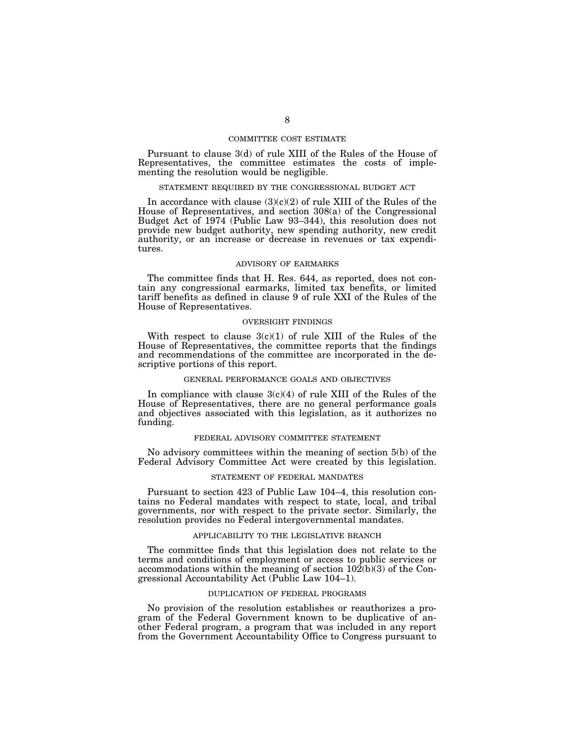## COMMITTEE COST ESTIMATE

Pursuant to clause 3(d) of rule XIII of the Rules of the House of Representatives, the committee estimates the costs of implementing the resolution would be negligible.

## STATEMENT REQUIRED BY THE CONGRESSIONAL BUDGET ACT

In accordance with clause (3)(c)(2) of rule XIII of the Rules of the House of Representatives, and section 308(a) of the Congressional Budget Act of 1974 (Public Law 93–344), this resolution does not provide new budget authority, new spending authority, new credit authority, or an increase or decrease in revenues or tax expenditures.

## ADVISORY OF EARMARKS

The committee finds that H. Res. 644, as reported, does not contain any congressional earmarks, limited tax benefits, or limited tariff benefits as defined in clause 9 of rule XXI of the Rules of the House of Representatives.

## OVERSIGHT FINDINGS

With respect to clause 3(c)(1) of rule XIII of the Rules of the House of Representatives, the committee reports that the findings and recommendations of the committee are incorporated in the descriptive portions of this report.

## GENERAL PERFORMANCE GOALS AND OBJECTIVES

In compliance with clause 3(c)(4) of rule XIII of the Rules of the House of Representatives, there are no general performance goals and objectives associated with this legislation, as it authorizes no funding.

## FEDERAL ADVISORY COMMITTEE STATEMENT

No advisory committees within the meaning of section 5(b) of the Federal Advisory Committee Act were created by this legislation.

## STATEMENT OF FEDERAL MANDATES

Pursuant to section 423 of Public Law 104–4, this resolution contains no Federal mandates with respect to state, local, and tribal governments, nor with respect to the private sector. Similarly, the resolution provides no Federal intergovernmental mandates.

## APPLICABILITY TO THE LEGISLATIVE BRANCH

The committee finds that this legislation does not relate to the terms and conditions of employment or access to public services or accommodations within the meaning of section 102(b)(3) of the Congressional Accountability Act (Public Law 104–1).

## DUPLICATION OF FEDERAL PROGRAMS

No provision of the resolution establishes or reauthorizes a program of the Federal Government known to be duplicative of another Federal program, a program that was included in any report from the Government Accountability Office to Congress pursuant to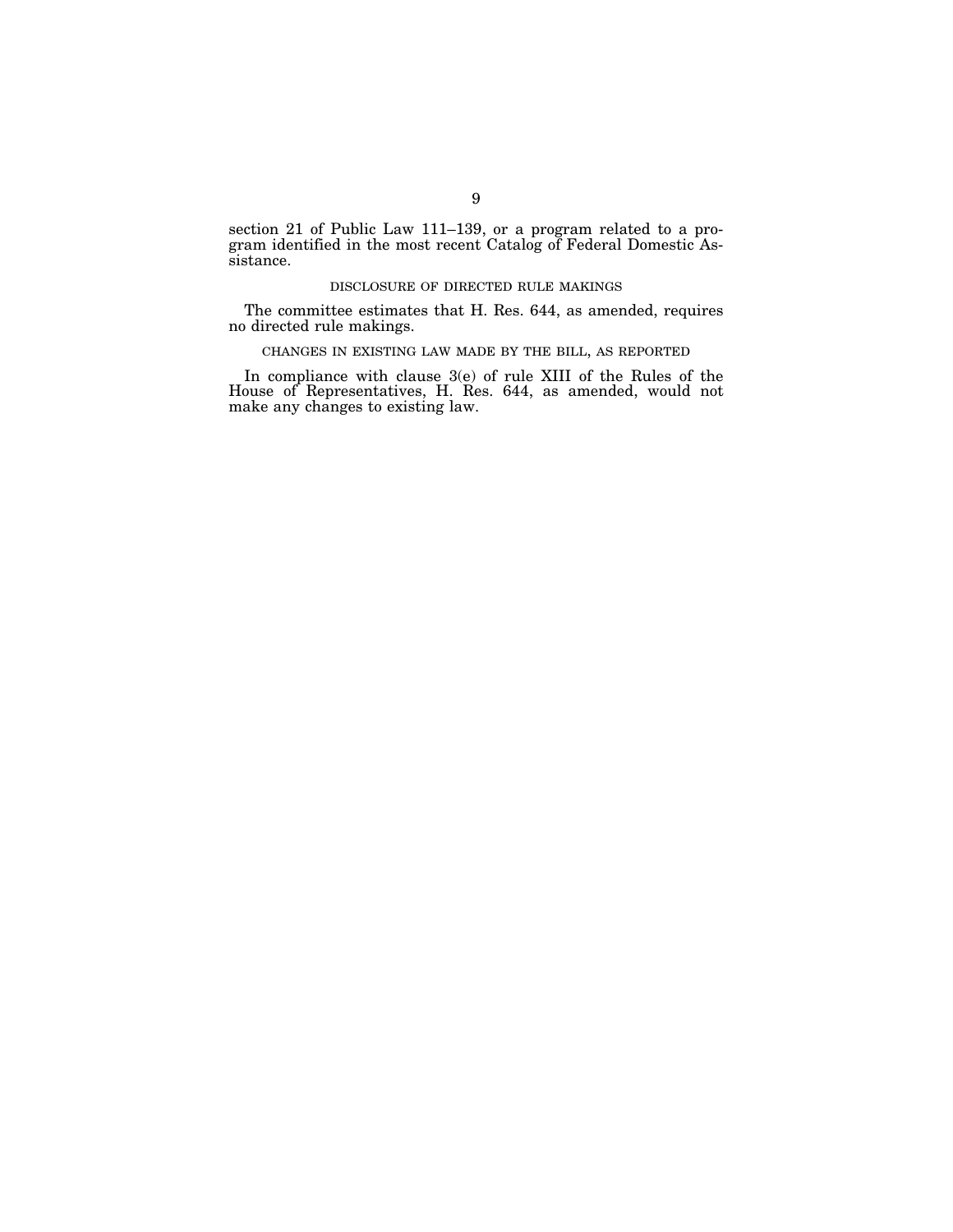section 21 of Public Law 111–139, or a program related to a program identified in the most recent Catalog of Federal Domestic Assistance.

## DISCLOSURE OF DIRECTED RULE MAKINGS

The committee estimates that H. Res. 644, as amended, requires no directed rule makings.

## CHANGES IN EXISTING LAW MADE BY THE BILL, AS REPORTED

In compliance with clause 3(e) of rule XIII of the Rules of the House of Representatives, H. Res. 644, as amended, would not make any changes to existing law.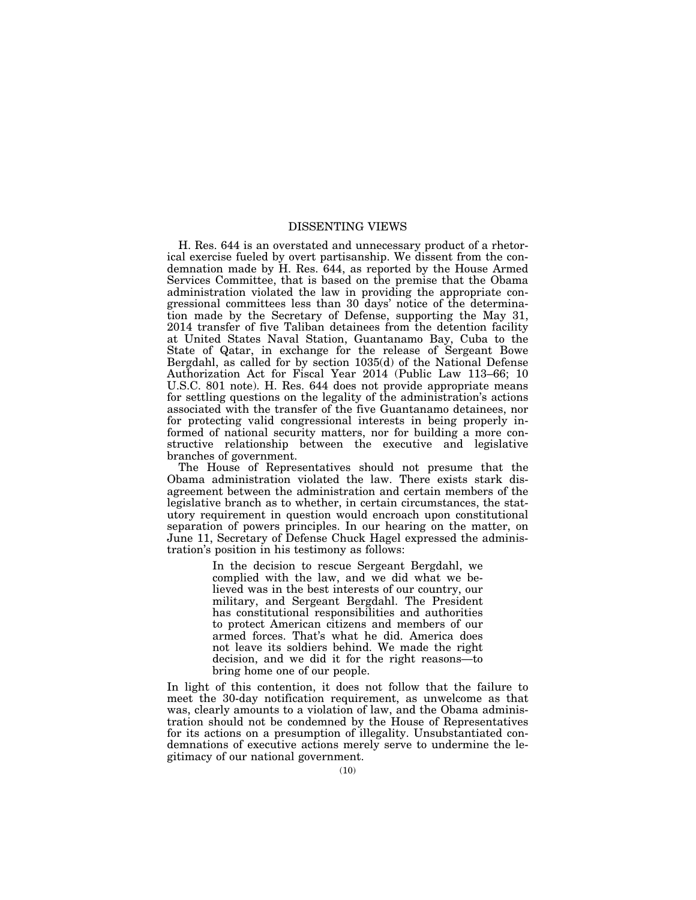## DISSENTING VIEWS

H. Res. 644 is an overstated and unnecessary product of a rhetorical exercise fueled by overt partisanship. We dissent from the condemnation made by H. Res. 644, as reported by the House Armed Services Committee, that is based on the premise that the Obama administration violated the law in providing the appropriate congressional committees less than 30 days' notice of the determination made by the Secretary of Defense, supporting the May 31, 2014 transfer of five Taliban detainees from the detention facility at United States Naval Station, Guantanamo Bay, Cuba to the State of Qatar, in exchange for the release of Sergeant Bowe Bergdahl, as called for by section 1035(d) of the National Defense Authorization Act for Fiscal Year 2014 (Public Law 113–66; 10 U.S.C. 801 note). H. Res. 644 does not provide appropriate means for settling questions on the legality of the administration's actions associated with the transfer of the five Guantanamo detainees, nor for protecting valid congressional interests in being properly informed of national security matters, nor for building a more constructive relationship between the executive and legislative branches of government.

The House of Representatives should not presume that the Obama administration violated the law. There exists stark disagreement between the administration and certain members of the legislative branch as to whether, in certain circumstances, the statutory requirement in question would encroach upon constitutional separation of powers principles. In our hearing on the matter, on June 11, Secretary of Defense Chuck Hagel expressed the administration's position in his testimony as follows:

> In the decision to rescue Sergeant Bergdahl, we complied with the law, and we did what we believed was in the best interests of our country, our military, and Sergeant Bergdahl. The President has constitutional responsibilities and authorities to protect American citizens and members of our armed forces. That's what he did. America does not leave its soldiers behind. We made the right decision, and we did it for the right reasons—to bring home one of our people.

In light of this contention, it does not follow that the failure to meet the 30-day notification requirement, as unwelcome as that was, clearly amounts to a violation of law, and the Obama administration should not be condemned by the House of Representatives for its actions on a presumption of illegality. Unsubstantiated condemnations of executive actions merely serve to undermine the legitimacy of our national government.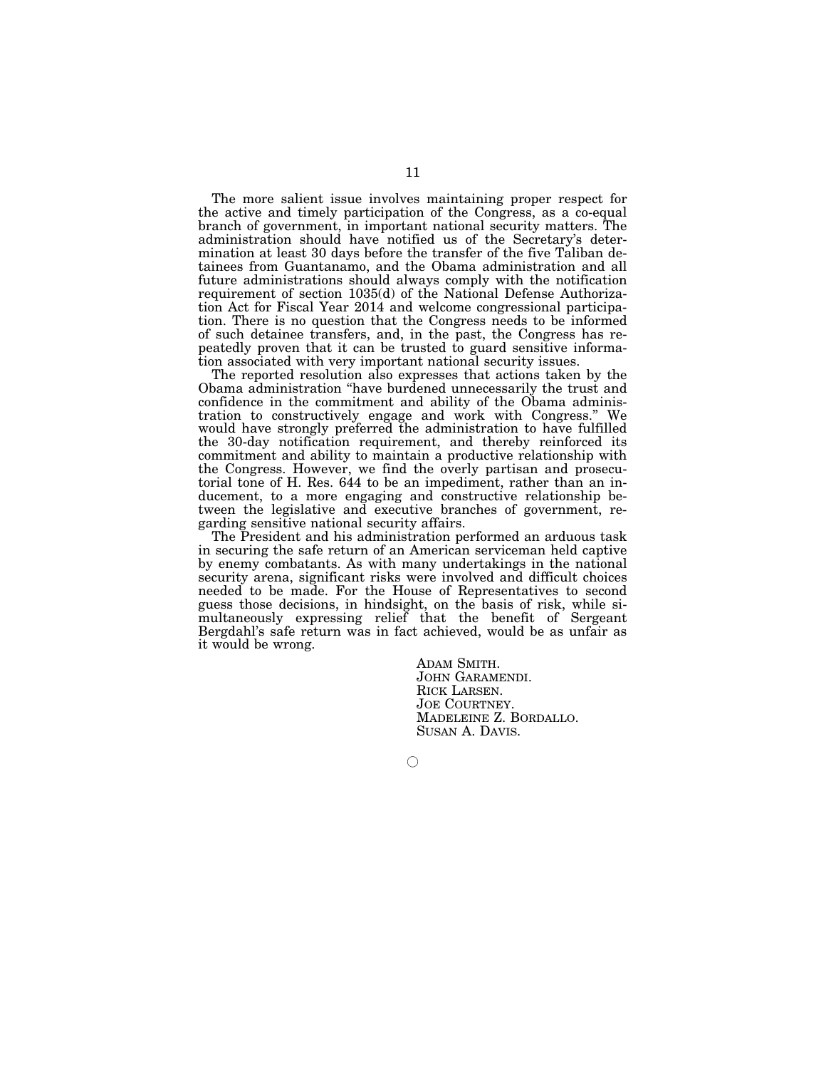The more salient issue involves maintaining proper respect for the active and timely participation of the Congress, as a co-equal branch of government, in important national security matters. The administration should have notified us of the Secretary's determination at least 30 days before the transfer of the five Taliban detainees from Guantanamo, and the Obama administration and all future administrations should always comply with the notification requirement of section 1035(d) of the National Defense Authorization Act for Fiscal Year 2014 and welcome congressional participation. There is no question that the Congress needs to be informed of such detainee transfers, and, in the past, the Congress has repeatedly proven that it can be trusted to guard sensitive information associated with very important national security issues.

The reported resolution also expresses that actions taken by the Obama administration "have burdened unnecessarily the trust and confidence in the commitment and ability of the Obama administration to constructively engage and work with Congress." We would have strongly preferred the administration to have fulfilled the 30-day notification requirement, and thereby reinforced its commitment and ability to maintain a productive relationship with the Congress. However, we find the overly partisan and prosecutorial tone of H. Res. 644 to be an impediment, rather than an inducement, to a more engaging and constructive relationship between the legislative and executive branches of government, regarding sensitive national security affairs.

The President and his administration performed an arduous task in securing the safe return of an American serviceman held captive by enemy combatants. As with many undertakings in the national security arena, significant risks were involved and difficult choices needed to be made. For the House of Representatives to second guess those decisions, in hindsight, on the basis of risk, while simultaneously expressing relief that the benefit of Sergeant Bergdahl's safe return was in fact achieved, would be as unfair as it would be wrong.

ADAM SMITH.
JOHN GARAMENDI.
RICK LARSEN.
JOE COURTNEY.
MADELEINE Z. BORDALLO.
SUSAN A. DAVIS.